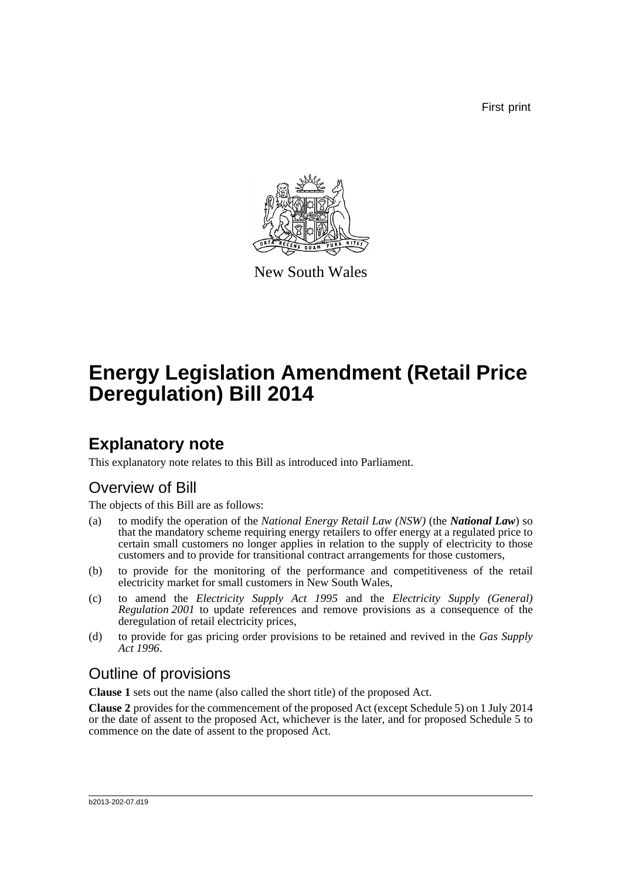First print

New South Wales

# Energy Legislation Amendment (Retail Price Deregulation) Bill 2014

## Explanatory note

This explanatory note relates to this Bill as introduced into Parliament.

### Overview of Bill

The objects of this Bill are as follows:

(a) to modify the operation of the *National Energy Retail Law (NSW)* (the ***National Law***) so that the mandatory scheme requiring energy retailers to offer energy at a regulated price to certain small customers no longer applies in relation to the supply of electricity to those customers and to provide for transitional contract arrangements for those customers,

(b) to provide for the monitoring of the performance and competitiveness of the retail electricity market for small customers in New South Wales,

(c) to amend the *Electricity Supply Act 1995* and the *Electricity Supply (General) Regulation 2001* to update references and remove provisions as a consequence of the deregulation of retail electricity prices,

(d) to provide for gas pricing order provisions to be retained and revived in the *Gas Supply Act 1996*.

### Outline of provisions

**Clause 1** sets out the name (also called the short title) of the proposed Act.

**Clause 2** provides for the commencement of the proposed Act (except Schedule 5) on 1 July 2014 or the date of assent to the proposed Act, whichever is the later, and for proposed Schedule 5 to commence on the date of assent to the proposed Act.

b2013-202-07.d19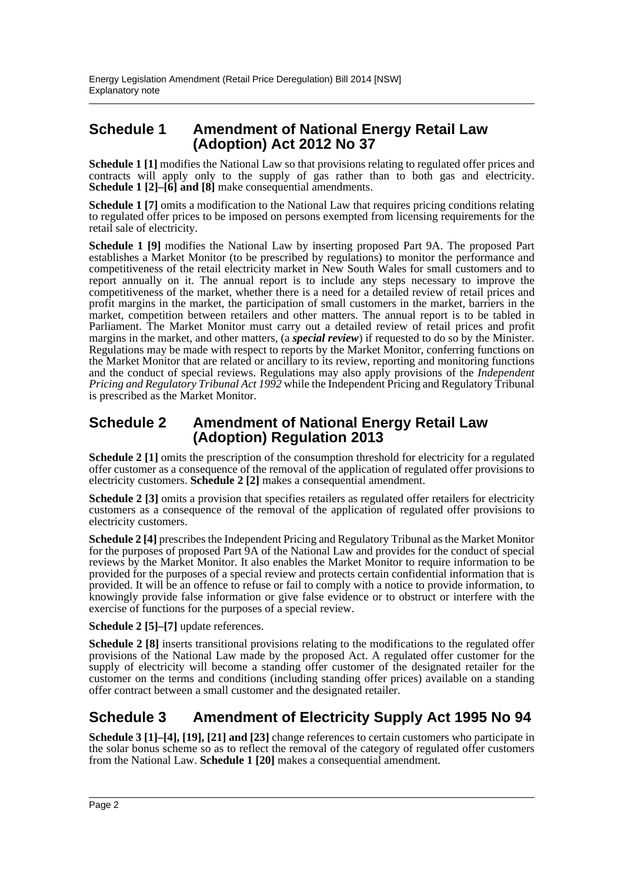## Schedule 1 Amendment of National Energy Retail Law (Adoption) Act 2012 No 37

**Schedule 1 [1]** modifies the National Law so that provisions relating to regulated offer prices and contracts will apply only to the supply of gas rather than to both gas and electricity. **Schedule 1 [2]–[6] and [8]** make consequential amendments.

**Schedule 1 [7]** omits a modification to the National Law that requires pricing conditions relating to regulated offer prices to be imposed on persons exempted from licensing requirements for the retail sale of electricity.

**Schedule 1 [9]** modifies the National Law by inserting proposed Part 9A. The proposed Part establishes a Market Monitor (to be prescribed by regulations) to monitor the performance and competitiveness of the retail electricity market in New South Wales for small customers and to report annually on it. The annual report is to include any steps necessary to improve the competitiveness of the market, whether there is a need for a detailed review of retail prices and profit margins in the market, the participation of small customers in the market, barriers in the market, competition between retailers and other matters. The annual report is to be tabled in Parliament. The Market Monitor must carry out a detailed review of retail prices and profit margins in the market, and other matters, (a ***special review***) if requested to do so by the Minister. Regulations may be made with respect to reports by the Market Monitor, conferring functions on the Market Monitor that are related or ancillary to its review, reporting and monitoring functions and the conduct of special reviews. Regulations may also apply provisions of the *Independent Pricing and Regulatory Tribunal Act 1992* while the Independent Pricing and Regulatory Tribunal is prescribed as the Market Monitor.

## Schedule 2 Amendment of National Energy Retail Law (Adoption) Regulation 2013

**Schedule 2 [1]** omits the prescription of the consumption threshold for electricity for a regulated offer customer as a consequence of the removal of the application of regulated offer provisions to electricity customers. **Schedule 2 [2]** makes a consequential amendment.

**Schedule 2 [3]** omits a provision that specifies retailers as regulated offer retailers for electricity customers as a consequence of the removal of the application of regulated offer provisions to electricity customers.

**Schedule 2 [4]** prescribes the Independent Pricing and Regulatory Tribunal as the Market Monitor for the purposes of proposed Part 9A of the National Law and provides for the conduct of special reviews by the Market Monitor. It also enables the Market Monitor to require information to be provided for the purposes of a special review and protects certain confidential information that is provided. It will be an offence to refuse or fail to comply with a notice to provide information, to knowingly provide false information or give false evidence or to obstruct or interfere with the exercise of functions for the purposes of a special review.

**Schedule 2 [5]–[7]** update references.

**Schedule 2 [8]** inserts transitional provisions relating to the modifications to the regulated offer provisions of the National Law made by the proposed Act. A regulated offer customer for the supply of electricity will become a standing offer customer of the designated retailer for the customer on the terms and conditions (including standing offer prices) available on a standing offer contract between a small customer and the designated retailer.

## Schedule 3 Amendment of Electricity Supply Act 1995 No 94

**Schedule 3 [1]–[4], [19], [21] and [23]** change references to certain customers who participate in the solar bonus scheme so as to reflect the removal of the category of regulated offer customers from the National Law. **Schedule 1 [20]** makes a consequential amendment.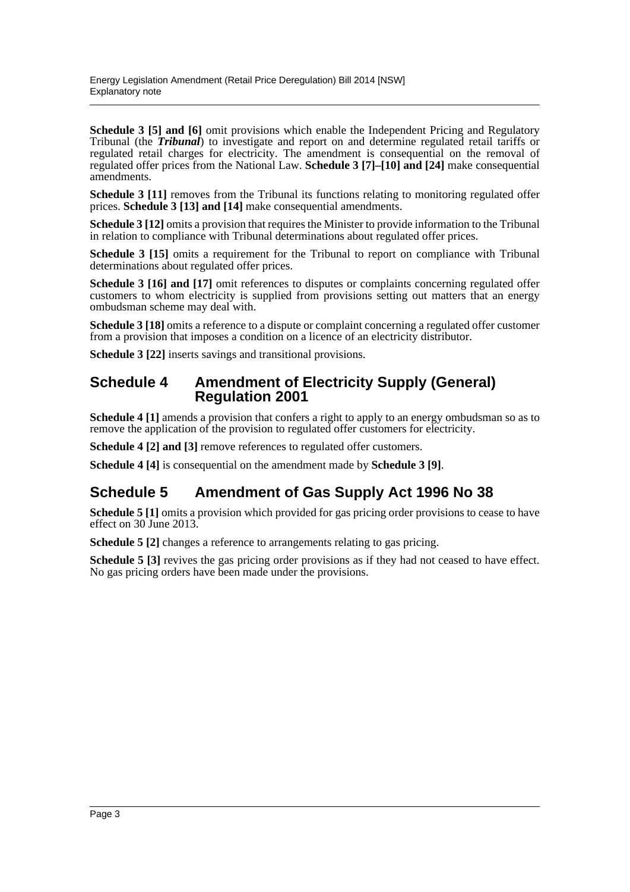**Schedule 3 [5] and [6]** omit provisions which enable the Independent Pricing and Regulatory Tribunal (the ***Tribunal***) to investigate and report on and determine regulated retail tariffs or regulated retail charges for electricity. The amendment is consequential on the removal of regulated offer prices from the National Law. **Schedule 3 [7]–[10] and [24]** make consequential amendments.

**Schedule 3 [11]** removes from the Tribunal its functions relating to monitoring regulated offer prices. **Schedule 3 [13] and [14]** make consequential amendments.

**Schedule 3 [12]** omits a provision that requires the Minister to provide information to the Tribunal in relation to compliance with Tribunal determinations about regulated offer prices.

**Schedule 3 [15]** omits a requirement for the Tribunal to report on compliance with Tribunal determinations about regulated offer prices.

**Schedule 3 [16] and [17]** omit references to disputes or complaints concerning regulated offer customers to whom electricity is supplied from provisions setting out matters that an energy ombudsman scheme may deal with.

**Schedule 3 [18]** omits a reference to a dispute or complaint concerning a regulated offer customer from a provision that imposes a condition on a licence of an electricity distributor.

**Schedule 3 [22]** inserts savings and transitional provisions.

## Schedule 4 Amendment of Electricity Supply (General) Regulation 2001

**Schedule 4 [1]** amends a provision that confers a right to apply to an energy ombudsman so as to remove the application of the provision to regulated offer customers for electricity.

**Schedule 4 [2] and [3]** remove references to regulated offer customers.

**Schedule 4 [4]** is consequential on the amendment made by **Schedule 3 [9]**.

## Schedule 5 Amendment of Gas Supply Act 1996 No 38

**Schedule 5 [1]** omits a provision which provided for gas pricing order provisions to cease to have effect on 30 June 2013.

**Schedule 5 [2]** changes a reference to arrangements relating to gas pricing.

**Schedule 5 [3]** revives the gas pricing order provisions as if they had not ceased to have effect. No gas pricing orders have been made under the provisions.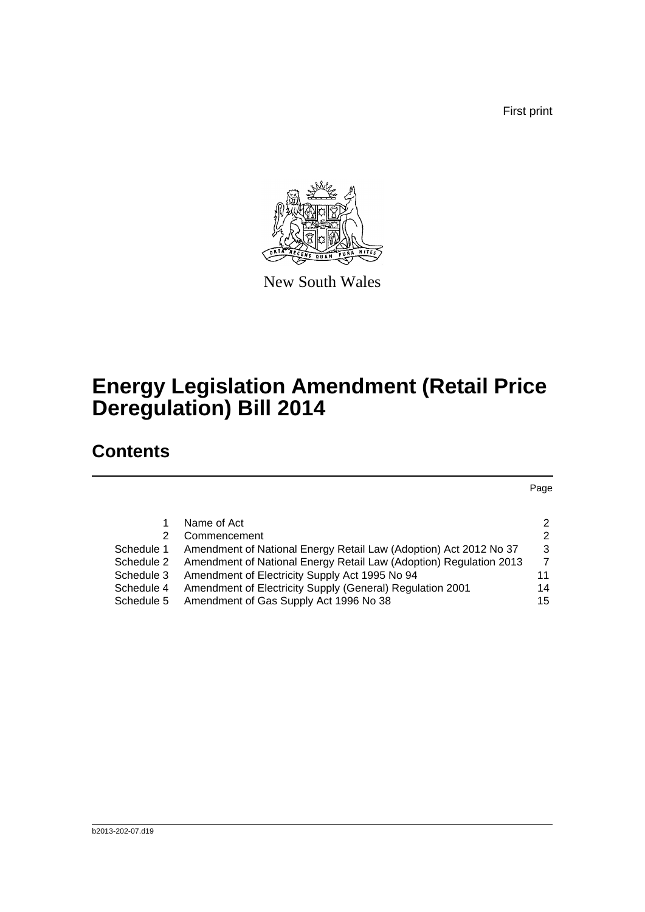First print

New South Wales

# Energy Legislation Amendment (Retail Price Deregulation) Bill 2014

## Contents

| | | Page |
|---|---|---|
| 1 | Name of Act | 2 |
| 2 | Commencement | 2 |
| Schedule 1 | Amendment of National Energy Retail Law (Adoption) Act 2012 No 37 | 3 |
| Schedule 2 | Amendment of National Energy Retail Law (Adoption) Regulation 2013 | 7 |
| Schedule 3 | Amendment of Electricity Supply Act 1995 No 94 | 11 |
| Schedule 4 | Amendment of Electricity Supply (General) Regulation 2001 | 14 |
| Schedule 5 | Amendment of Gas Supply Act 1996 No 38 | 15 |

b2013-202-07.d19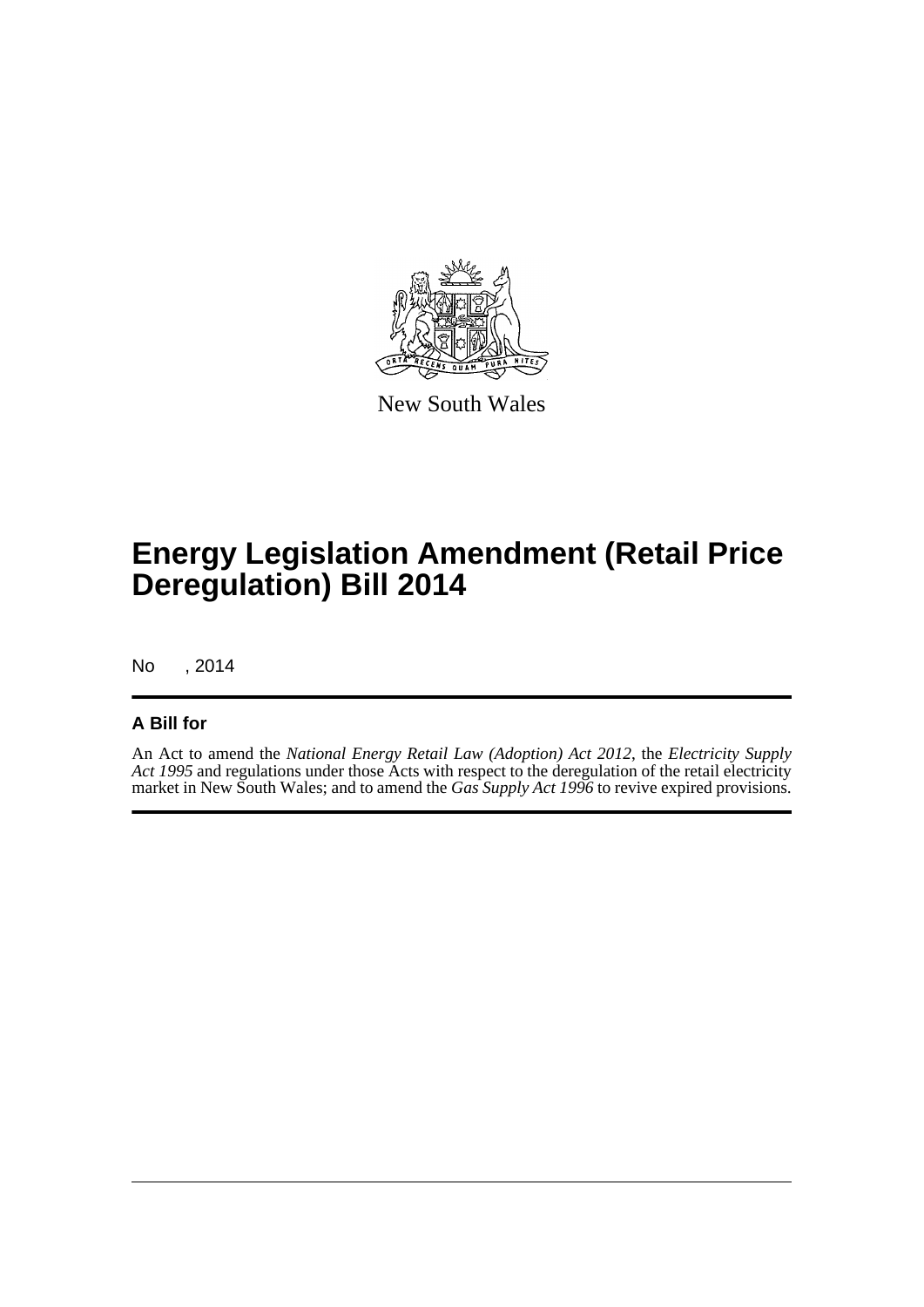New South Wales

# Energy Legislation Amendment (Retail Price Deregulation) Bill 2014

No , 2014

## A Bill for

An Act to amend the *National Energy Retail Law (Adoption) Act 2012*, the *Electricity Supply Act 1995* and regulations under those Acts with respect to the deregulation of the retail electricity market in New South Wales; and to amend the *Gas Supply Act 1996* to revive expired provisions.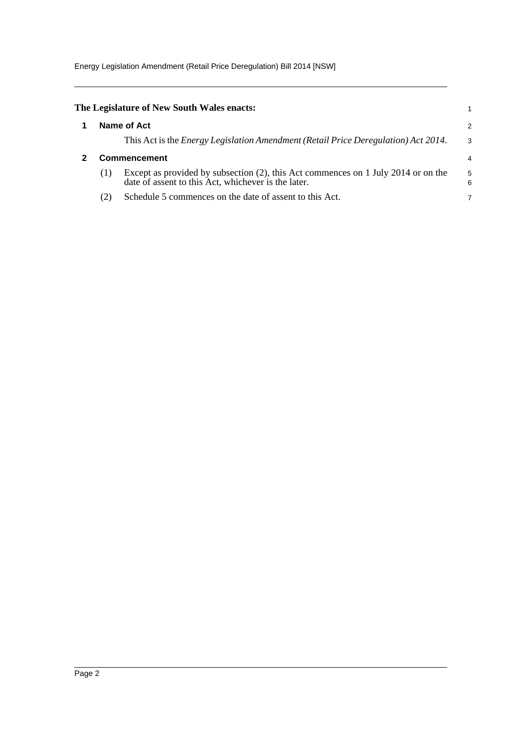**The Legislature of New South Wales enacts:**

## 1 Name of Act

This Act is the *Energy Legislation Amendment (Retail Price Deregulation) Act 2014*.

## 2 Commencement

(1) Except as provided by subsection (2), this Act commences on 1 July 2014 or on the date of assent to this Act, whichever is the later.

(2) Schedule 5 commences on the date of assent to this Act.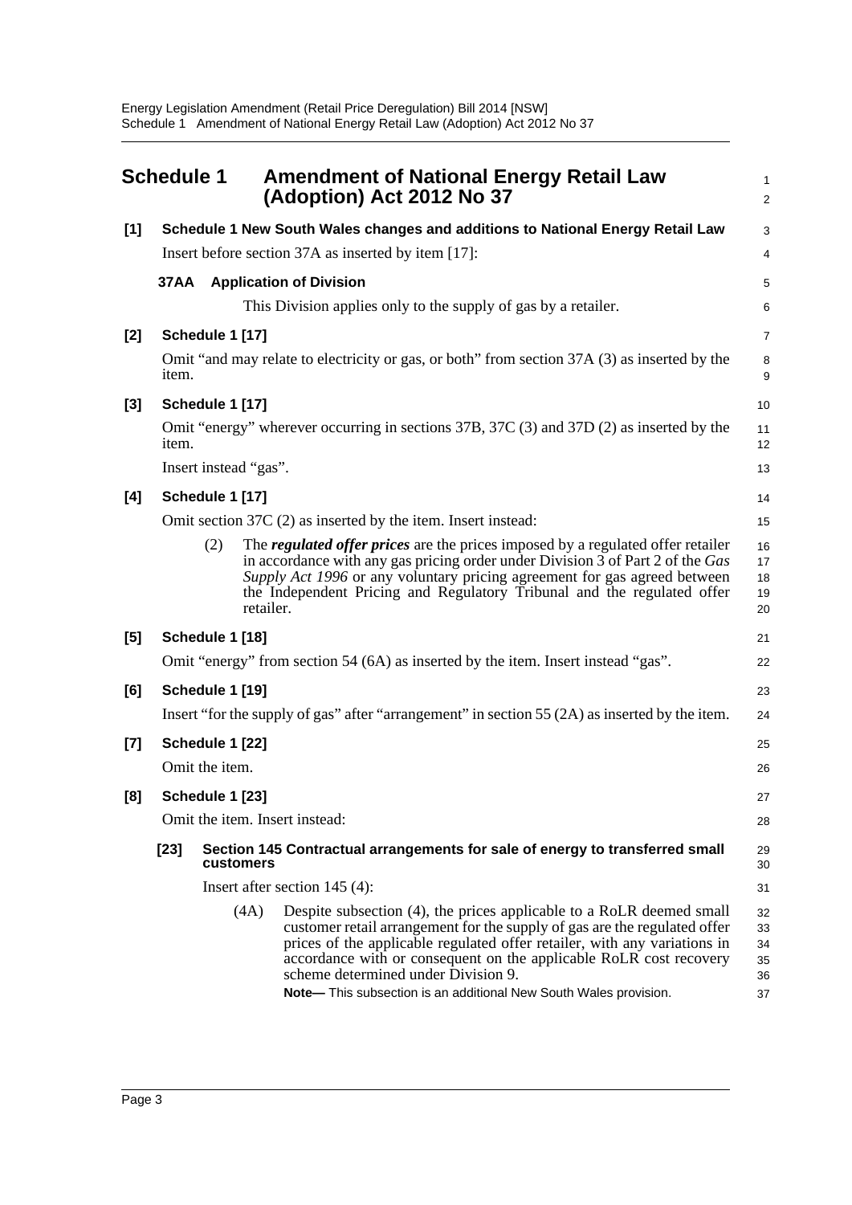## Schedule 1 Amendment of National Energy Retail Law (Adoption) Act 2012 No 37

**[1] Schedule 1 New South Wales changes and additions to National Energy Retail Law**

Insert before section 37A as inserted by item [17]:

**37AA Application of Division**

This Division applies only to the supply of gas by a retailer.

**[2] Schedule 1 [17]**

Omit "and may relate to electricity or gas, or both" from section 37A (3) as inserted by the item.

**[3] Schedule 1 [17]**

Omit "energy" wherever occurring in sections 37B, 37C (3) and 37D (2) as inserted by the item.

Insert instead "gas".

**[4] Schedule 1 [17]**

Omit section 37C (2) as inserted by the item. Insert instead:

(2) The ***regulated offer prices*** are the prices imposed by a regulated offer retailer in accordance with any gas pricing order under Division 3 of Part 2 of the *Gas Supply Act 1996* or any voluntary pricing agreement for gas agreed between the Independent Pricing and Regulatory Tribunal and the regulated offer retailer.

**[5] Schedule 1 [18]**

Omit "energy" from section 54 (6A) as inserted by the item. Insert instead "gas".

**[6] Schedule 1 [19]**

Insert "for the supply of gas" after "arrangement" in section 55 (2A) as inserted by the item.

**[7] Schedule 1 [22]**

Omit the item.

**[8] Schedule 1 [23]**

Omit the item. Insert instead:

**[23] Section 145 Contractual arrangements for sale of energy to transferred small customers**

Insert after section 145 (4):

(4A) Despite subsection (4), the prices applicable to a RoLR deemed small customer retail arrangement for the supply of gas are the regulated offer prices of the applicable regulated offer retailer, with any variations in accordance with or consequent on the applicable RoLR cost recovery scheme determined under Division 9.

**Note—** This subsection is an additional New South Wales provision.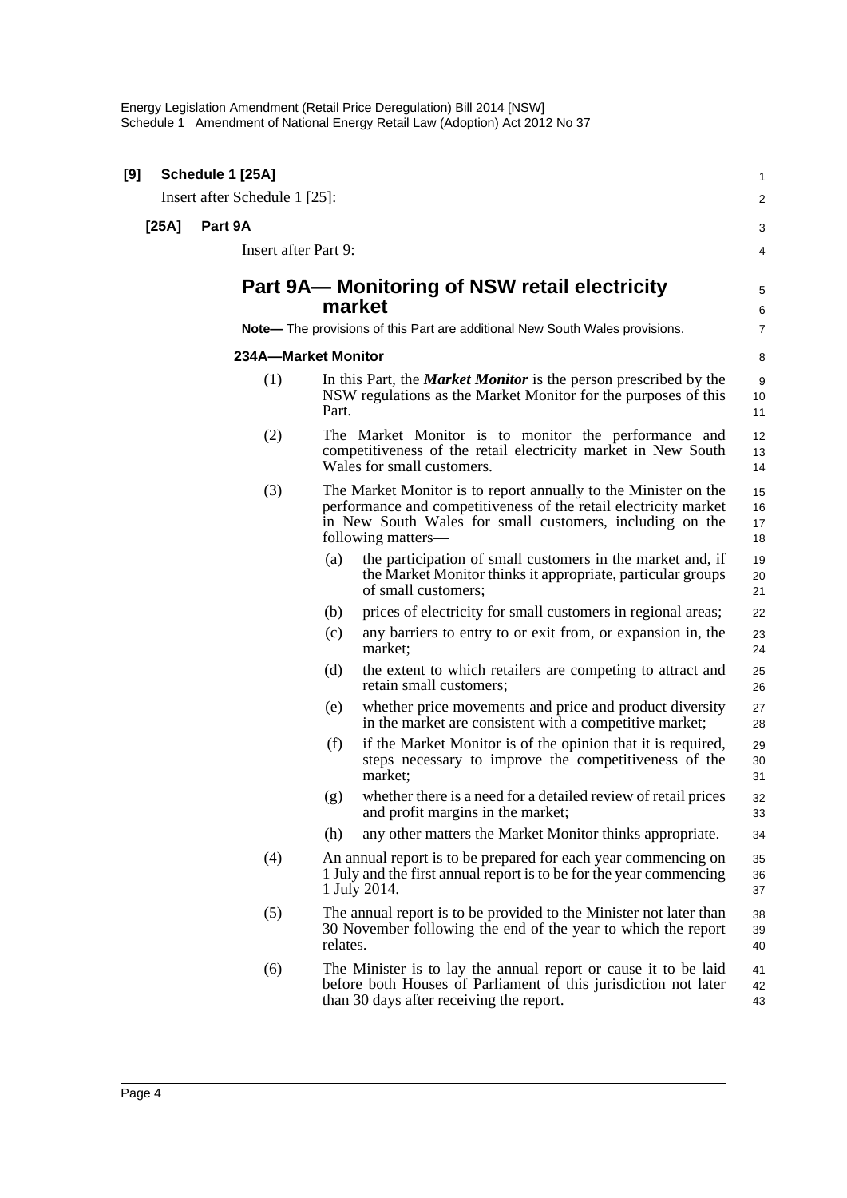**[9] Schedule 1 [25A]**

Insert after Schedule 1 [25]:

**[25A] Part 9A**

Insert after Part 9:

## Part 9A— Monitoring of NSW retail electricity market

**Note—** The provisions of this Part are additional New South Wales provisions.

### 234A—Market Monitor

(1) In this Part, the ***Market Monitor*** is the person prescribed by the NSW regulations as the Market Monitor for the purposes of this Part.

(2) The Market Monitor is to monitor the performance and competitiveness of the retail electricity market in New South Wales for small customers.

(3) The Market Monitor is to report annually to the Minister on the performance and competitiveness of the retail electricity market in New South Wales for small customers, including on the following matters—

(a) the participation of small customers in the market and, if the Market Monitor thinks it appropriate, particular groups of small customers;

(b) prices of electricity for small customers in regional areas;

(c) any barriers to entry to or exit from, or expansion in, the market;

(d) the extent to which retailers are competing to attract and retain small customers;

(e) whether price movements and price and product diversity in the market are consistent with a competitive market;

(f) if the Market Monitor is of the opinion that it is required, steps necessary to improve the competitiveness of the market;

(g) whether there is a need for a detailed review of retail prices and profit margins in the market;

(h) any other matters the Market Monitor thinks appropriate.

(4) An annual report is to be prepared for each year commencing on 1 July and the first annual report is to be for the year commencing 1 July 2014.

(5) The annual report is to be provided to the Minister not later than 30 November following the end of the year to which the report relates.

(6) The Minister is to lay the annual report or cause it to be laid before both Houses of Parliament of this jurisdiction not later than 30 days after receiving the report.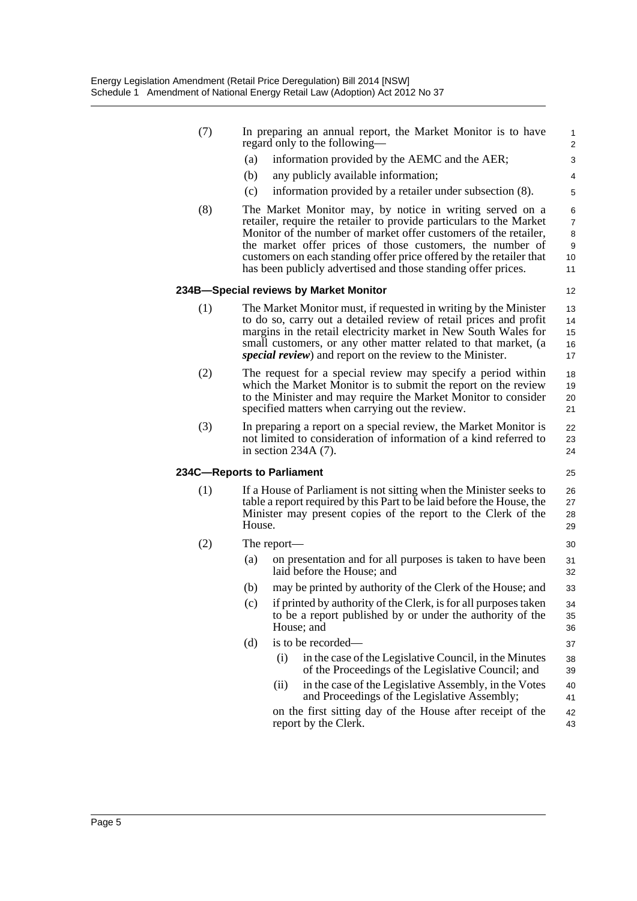(7) In preparing an annual report, the Market Monitor is to have regard only to the following—

(a) information provided by the AEMC and the AER;

(b) any publicly available information;

(c) information provided by a retailer under subsection (8).

(8) The Market Monitor may, by notice in writing served on a retailer, require the retailer to provide particulars to the Market Monitor of the number of market offer customers of the retailer, the market offer prices of those customers, the number of customers on each standing offer price offered by the retailer that has been publicly advertised and those standing offer prices.

### 234B—Special reviews by Market Monitor

(1) The Market Monitor must, if requested in writing by the Minister to do so, carry out a detailed review of retail prices and profit margins in the retail electricity market in New South Wales for small customers, or any other matter related to that market, (a ***special review***) and report on the review to the Minister.

(2) The request for a special review may specify a period within which the Market Monitor is to submit the report on the review to the Minister and may require the Market Monitor to consider specified matters when carrying out the review.

(3) In preparing a report on a special review, the Market Monitor is not limited to consideration of information of a kind referred to in section 234A (7).

### 234C—Reports to Parliament

(1) If a House of Parliament is not sitting when the Minister seeks to table a report required by this Part to be laid before the House, the Minister may present copies of the report to the Clerk of the House.

(2) The report—

(a) on presentation and for all purposes is taken to have been laid before the House; and

(b) may be printed by authority of the Clerk of the House; and

(c) if printed by authority of the Clerk, is for all purposes taken to be a report published by or under the authority of the House; and

(d) is to be recorded—

(i) in the case of the Legislative Council, in the Minutes of the Proceedings of the Legislative Council; and

(ii) in the case of the Legislative Assembly, in the Votes and Proceedings of the Legislative Assembly;

on the first sitting day of the House after receipt of the report by the Clerk.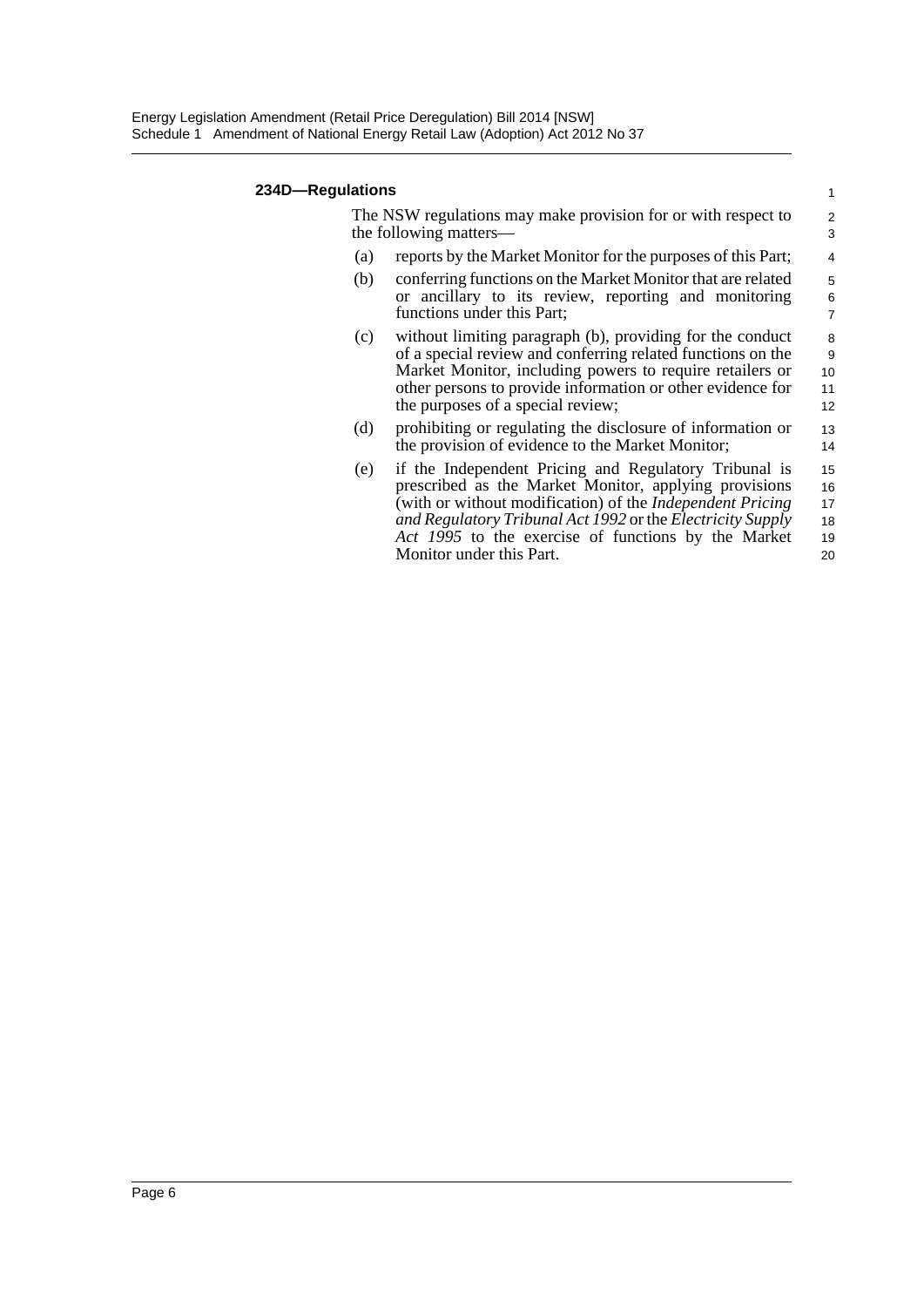**234D—Regulations**

The NSW regulations may make provision for or with respect to the following matters—

(a) reports by the Market Monitor for the purposes of this Part;

(b) conferring functions on the Market Monitor that are related or ancillary to its review, reporting and monitoring functions under this Part;

(c) without limiting paragraph (b), providing for the conduct of a special review and conferring related functions on the Market Monitor, including powers to require retailers or other persons to provide information or other evidence for the purposes of a special review;

(d) prohibiting or regulating the disclosure of information or the provision of evidence to the Market Monitor;

(e) if the Independent Pricing and Regulatory Tribunal is prescribed as the Market Monitor, applying provisions (with or without modification) of the *Independent Pricing and Regulatory Tribunal Act 1992* or the *Electricity Supply Act 1995* to the exercise of functions by the Market Monitor under this Part.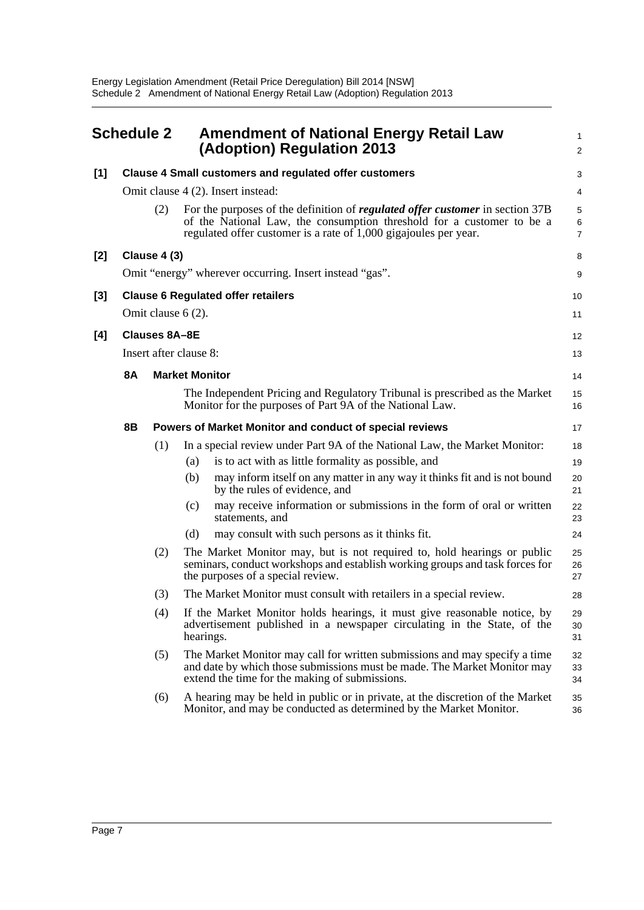# Schedule 2 Amendment of National Energy Retail Law (Adoption) Regulation 2013

**[1] Clause 4 Small customers and regulated offer customers**

Omit clause 4 (2). Insert instead:

(2) For the purposes of the definition of ***regulated offer customer*** in section 37B of the National Law, the consumption threshold for a customer to be a regulated offer customer is a rate of 1,000 gigajoules per year.

**[2] Clause 4 (3)**

Omit "energy" wherever occurring. Insert instead "gas".

**[3] Clause 6 Regulated offer retailers**

Omit clause 6 (2).

**[4] Clauses 8A–8E**

Insert after clause 8:

**8A Market Monitor**

The Independent Pricing and Regulatory Tribunal is prescribed as the Market Monitor for the purposes of Part 9A of the National Law.

**8B Powers of Market Monitor and conduct of special reviews**

(1) In a special review under Part 9A of the National Law, the Market Monitor:

(a) is to act with as little formality as possible, and

(b) may inform itself on any matter in any way it thinks fit and is not bound by the rules of evidence, and

(c) may receive information or submissions in the form of oral or written statements, and

(d) may consult with such persons as it thinks fit.

(2) The Market Monitor may, but is not required to, hold hearings or public seminars, conduct workshops and establish working groups and task forces for the purposes of a special review.

(3) The Market Monitor must consult with retailers in a special review.

(4) If the Market Monitor holds hearings, it must give reasonable notice, by advertisement published in a newspaper circulating in the State, of the hearings.

(5) The Market Monitor may call for written submissions and may specify a time and date by which those submissions must be made. The Market Monitor may extend the time for the making of submissions.

(6) A hearing may be held in public or in private, at the discretion of the Market Monitor, and may be conducted as determined by the Market Monitor.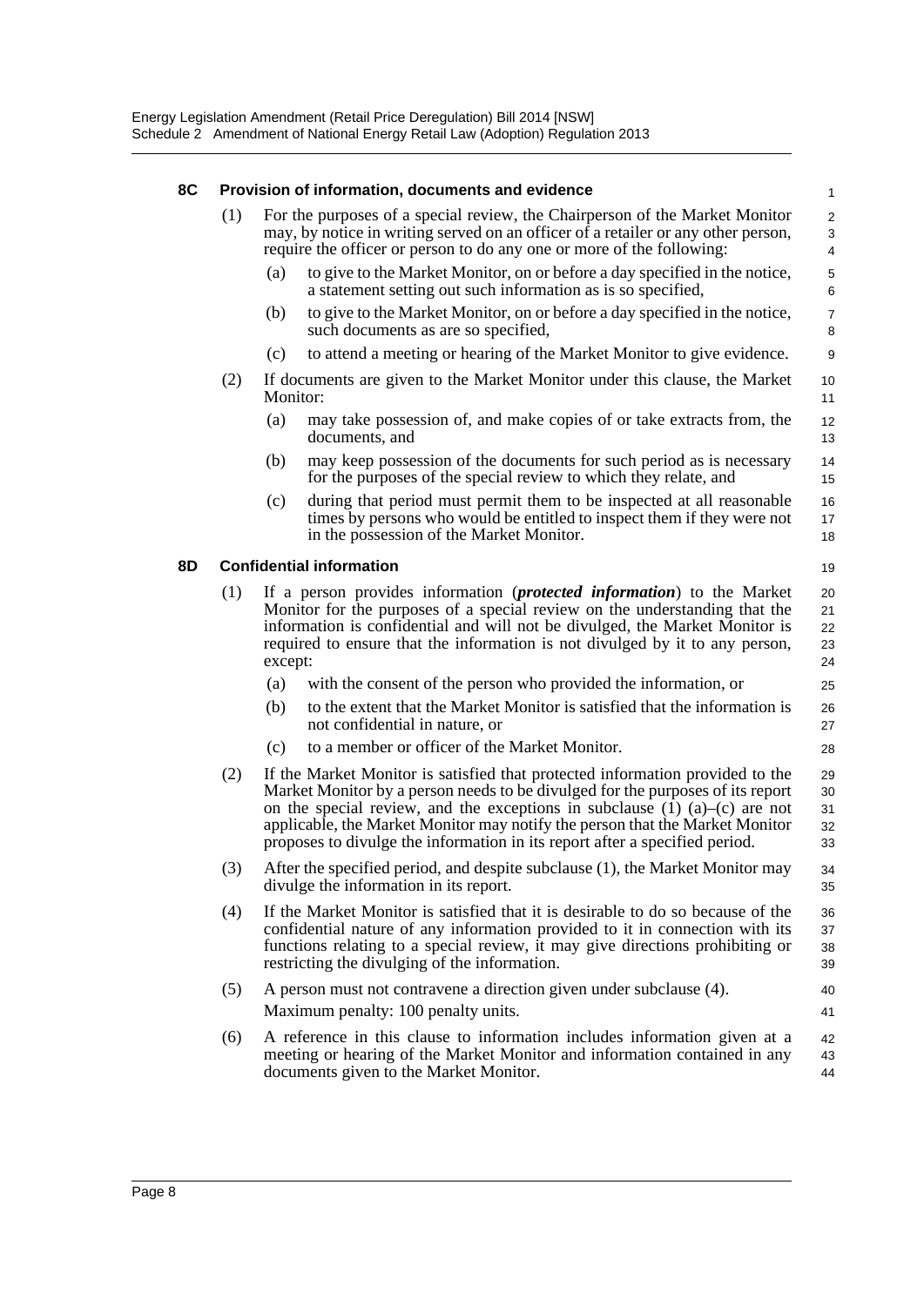### 8C Provision of information, documents and evidence

(1) For the purposes of a special review, the Chairperson of the Market Monitor may, by notice in writing served on an officer of a retailer or any other person, require the officer or person to do any one or more of the following:

- (a) to give to the Market Monitor, on or before a day specified in the notice, a statement setting out such information as is so specified,
- (b) to give to the Market Monitor, on or before a day specified in the notice, such documents as are so specified,
- (c) to attend a meeting or hearing of the Market Monitor to give evidence.

(2) If documents are given to the Market Monitor under this clause, the Market Monitor:

- (a) may take possession of, and make copies of or take extracts from, the documents, and
- (b) may keep possession of the documents for such period as is necessary for the purposes of the special review to which they relate, and
- (c) during that period must permit them to be inspected at all reasonable times by persons who would be entitled to inspect them if they were not in the possession of the Market Monitor.

### 8D Confidential information

(1) If a person provides information (***protected information***) to the Market Monitor for the purposes of a special review on the understanding that the information is confidential and will not be divulged, the Market Monitor is required to ensure that the information is not divulged by it to any person, except:

- (a) with the consent of the person who provided the information, or
- (b) to the extent that the Market Monitor is satisfied that the information is not confidential in nature, or
- (c) to a member or officer of the Market Monitor.

(2) If the Market Monitor is satisfied that protected information provided to the Market Monitor by a person needs to be divulged for the purposes of its report on the special review, and the exceptions in subclause (1) (a)–(c) are not applicable, the Market Monitor may notify the person that the Market Monitor proposes to divulge the information in its report after a specified period.

(3) After the specified period, and despite subclause (1), the Market Monitor may divulge the information in its report.

(4) If the Market Monitor is satisfied that it is desirable to do so because of the confidential nature of any information provided to it in connection with its functions relating to a special review, it may give directions prohibiting or restricting the divulging of the information.

(5) A person must not contravene a direction given under subclause (4).

Maximum penalty: 100 penalty units.

(6) A reference in this clause to information includes information given at a meeting or hearing of the Market Monitor and information contained in any documents given to the Market Monitor.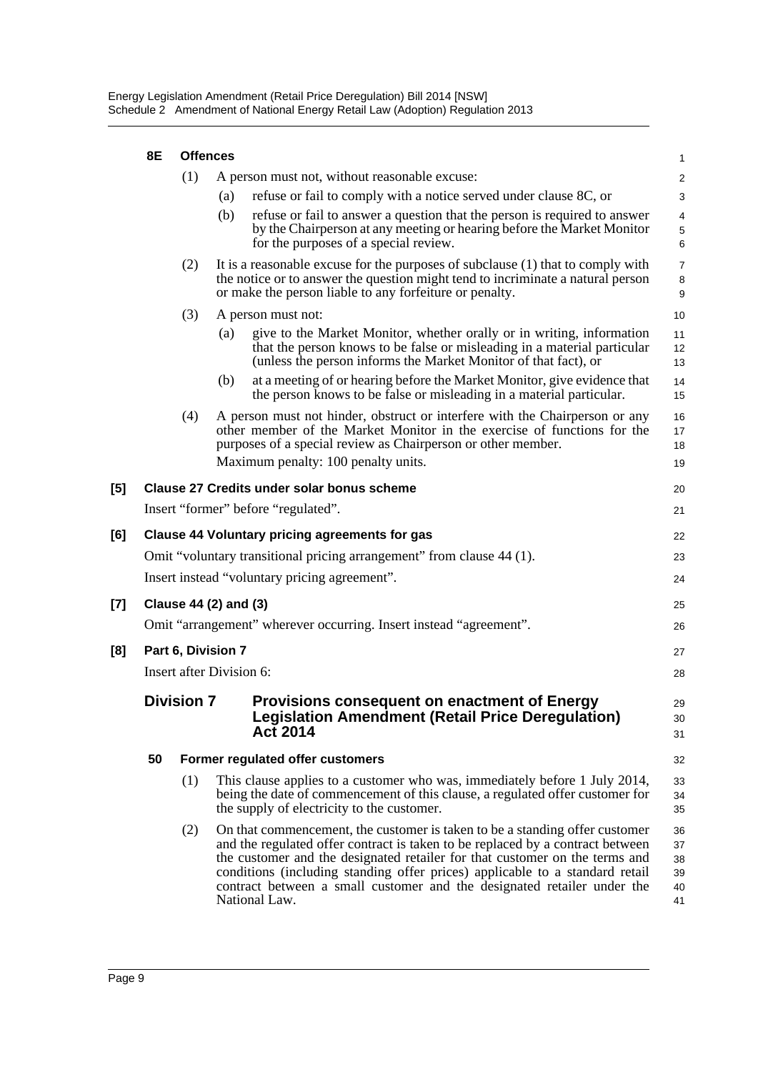**8E Offences**

(1) A person must not, without reasonable excuse:

(a) refuse or fail to comply with a notice served under clause 8C, or

(b) refuse or fail to answer a question that the person is required to answer by the Chairperson at any meeting or hearing before the Market Monitor for the purposes of a special review.

(2) It is a reasonable excuse for the purposes of subclause (1) that to comply with the notice or to answer the question might tend to incriminate a natural person or make the person liable to any forfeiture or penalty.

(3) A person must not:

(a) give to the Market Monitor, whether orally or in writing, information that the person knows to be false or misleading in a material particular (unless the person informs the Market Monitor of that fact), or

(b) at a meeting of or hearing before the Market Monitor, give evidence that the person knows to be false or misleading in a material particular.

(4) A person must not hinder, obstruct or interfere with the Chairperson or any other member of the Market Monitor in the exercise of functions for the purposes of a special review as Chairperson or other member.

Maximum penalty: 100 penalty units.

**[5] Clause 27 Credits under solar bonus scheme**

Insert "former" before "regulated".

**[6] Clause 44 Voluntary pricing agreements for gas**

Omit "voluntary transitional pricing arrangement" from clause 44 (1).

Insert instead "voluntary pricing agreement".

**[7] Clause 44 (2) and (3)**

Omit "arrangement" wherever occurring. Insert instead "agreement".

**[8] Part 6, Division 7**

Insert after Division 6:

## Division 7 Provisions consequent on enactment of Energy Legislation Amendment (Retail Price Deregulation) Act 2014

**50 Former regulated offer customers**

(1) This clause applies to a customer who was, immediately before 1 July 2014, being the date of commencement of this clause, a regulated offer customer for the supply of electricity to the customer.

(2) On that commencement, the customer is taken to be a standing offer customer and the regulated offer contract is taken to be replaced by a contract between the customer and the designated retailer for that customer on the terms and conditions (including standing offer prices) applicable to a standard retail contract between a small customer and the designated retailer under the National Law.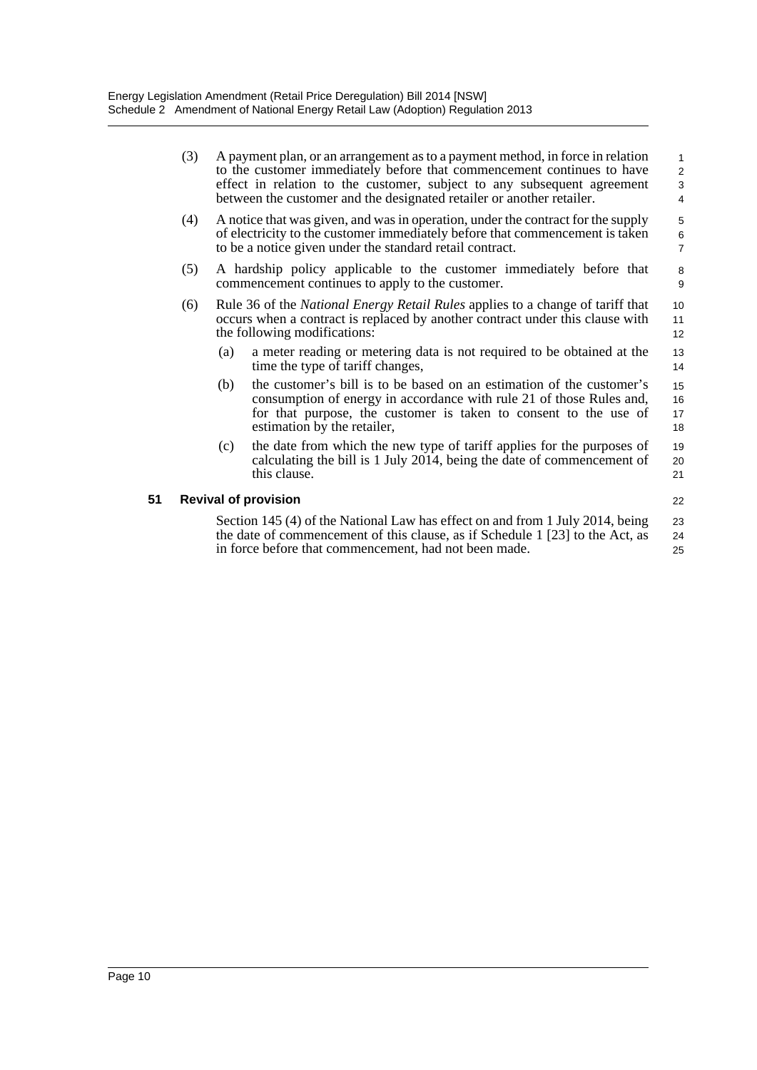(3) A payment plan, or an arrangement as to a payment method, in force in relation to the customer immediately before that commencement continues to have effect in relation to the customer, subject to any subsequent agreement between the customer and the designated retailer or another retailer.

(4) A notice that was given, and was in operation, under the contract for the supply of electricity to the customer immediately before that commencement is taken to be a notice given under the standard retail contract.

(5) A hardship policy applicable to the customer immediately before that commencement continues to apply to the customer.

(6) Rule 36 of the *National Energy Retail Rules* applies to a change of tariff that occurs when a contract is replaced by another contract under this clause with the following modifications:

(a) a meter reading or metering data is not required to be obtained at the time the type of tariff changes,

(b) the customer's bill is to be based on an estimation of the customer's consumption of energy in accordance with rule 21 of those Rules and, for that purpose, the customer is taken to consent to the use of estimation by the retailer,

(c) the date from which the new type of tariff applies for the purposes of calculating the bill is 1 July 2014, being the date of commencement of this clause.

### 51 Revival of provision

Section 145 (4) of the National Law has effect on and from 1 July 2014, being the date of commencement of this clause, as if Schedule 1 [23] to the Act, as in force before that commencement, had not been made.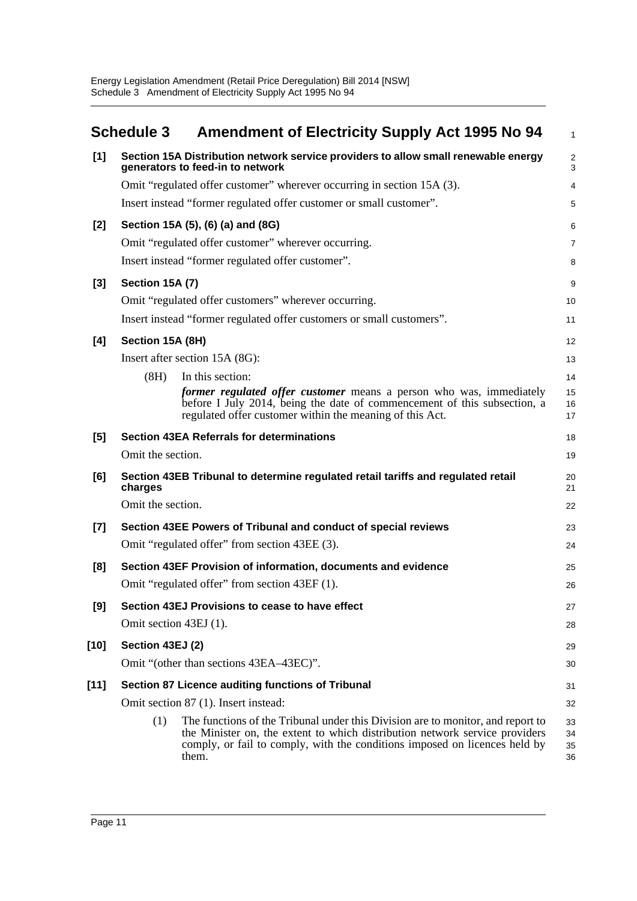## Schedule 3 Amendment of Electricity Supply Act 1995 No 94

**[1] Section 15A Distribution network service providers to allow small renewable energy generators to feed-in to network**

Omit "regulated offer customer" wherever occurring in section 15A (3).

Insert instead "former regulated offer customer or small customer".

**[2] Section 15A (5), (6) (a) and (8G)**

Omit "regulated offer customer" wherever occurring.

Insert instead "former regulated offer customer".

**[3] Section 15A (7)**

Omit "regulated offer customers" wherever occurring.

Insert instead "former regulated offer customers or small customers".

**[4] Section 15A (8H)**

Insert after section 15A (8G):

(8H) In this section:

***former regulated offer customer*** means a person who was, immediately before 1 July 2014, being the date of commencement of this subsection, a regulated offer customer within the meaning of this Act.

**[5] Section 43EA Referrals for determinations**

Omit the section.

**[6] Section 43EB Tribunal to determine regulated retail tariffs and regulated retail charges**

Omit the section.

**[7] Section 43EE Powers of Tribunal and conduct of special reviews**

Omit "regulated offer" from section 43EE (3).

**[8] Section 43EF Provision of information, documents and evidence**

Omit "regulated offer" from section 43EF (1).

**[9] Section 43EJ Provisions to cease to have effect**

Omit section 43EJ (1).

**[10] Section 43EJ (2)**

Omit "(other than sections 43EA–43EC)".

**[11] Section 87 Licence auditing functions of Tribunal**

Omit section 87 (1). Insert instead:

(1) The functions of the Tribunal under this Division are to monitor, and report to the Minister on, the extent to which distribution network service providers comply, or fail to comply, with the conditions imposed on licences held by them.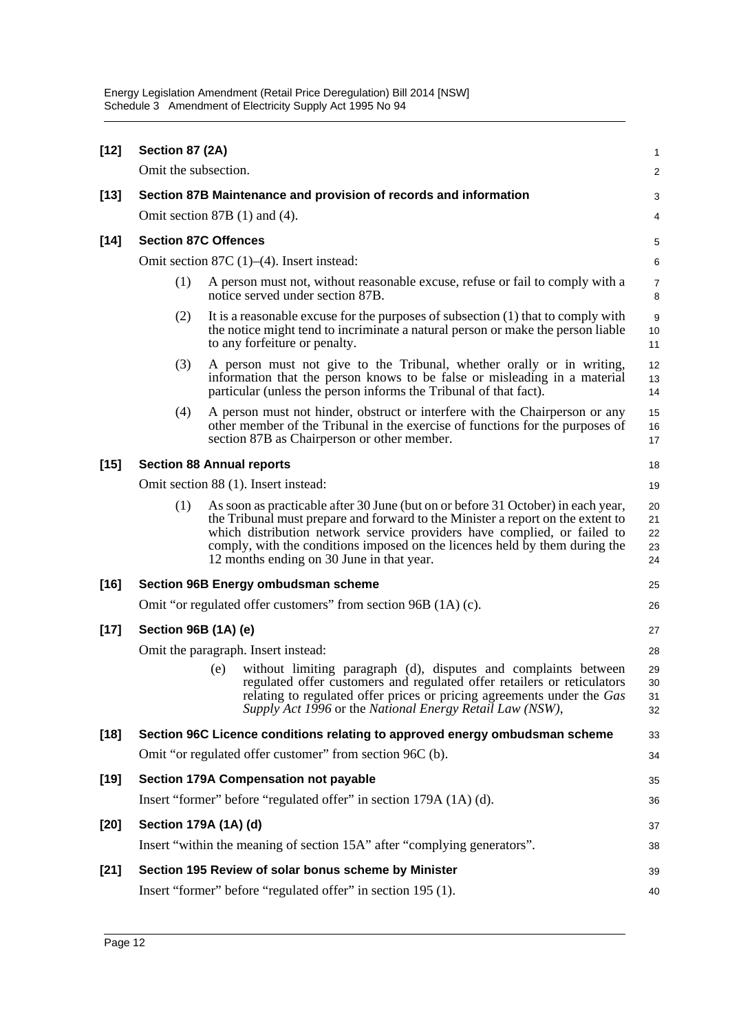**[12] Section 87 (2A)**

Omit the subsection.

**[13] Section 87B Maintenance and provision of records and information**

Omit section 87B (1) and (4).

**[14] Section 87C Offences**

Omit section 87C (1)–(4). Insert instead:

(1) A person must not, without reasonable excuse, refuse or fail to comply with a notice served under section 87B.

(2) It is a reasonable excuse for the purposes of subsection (1) that to comply with the notice might tend to incriminate a natural person or make the person liable to any forfeiture or penalty.

(3) A person must not give to the Tribunal, whether orally or in writing, information that the person knows to be false or misleading in a material particular (unless the person informs the Tribunal of that fact).

(4) A person must not hinder, obstruct or interfere with the Chairperson or any other member of the Tribunal in the exercise of functions for the purposes of section 87B as Chairperson or other member.

**[15] Section 88 Annual reports**

Omit section 88 (1). Insert instead:

(1) As soon as practicable after 30 June (but on or before 31 October) in each year, the Tribunal must prepare and forward to the Minister a report on the extent to which distribution network service providers have complied, or failed to comply, with the conditions imposed on the licences held by them during the 12 months ending on 30 June in that year.

**[16] Section 96B Energy ombudsman scheme**

Omit "or regulated offer customers" from section 96B (1A) (c).

**[17] Section 96B (1A) (e)**

Omit the paragraph. Insert instead:

(e) without limiting paragraph (d), disputes and complaints between regulated offer customers and regulated offer retailers or reticulators relating to regulated offer prices or pricing agreements under the *Gas Supply Act 1996* or the *National Energy Retail Law (NSW)*,

**[18] Section 96C Licence conditions relating to approved energy ombudsman scheme**

Omit "or regulated offer customer" from section 96C (b).

**[19] Section 179A Compensation not payable**

Insert "former" before "regulated offer" in section 179A (1A) (d).

**[20] Section 179A (1A) (d)**

Insert "within the meaning of section 15A" after "complying generators".

**[21] Section 195 Review of solar bonus scheme by Minister**

Insert "former" before "regulated offer" in section 195 (1).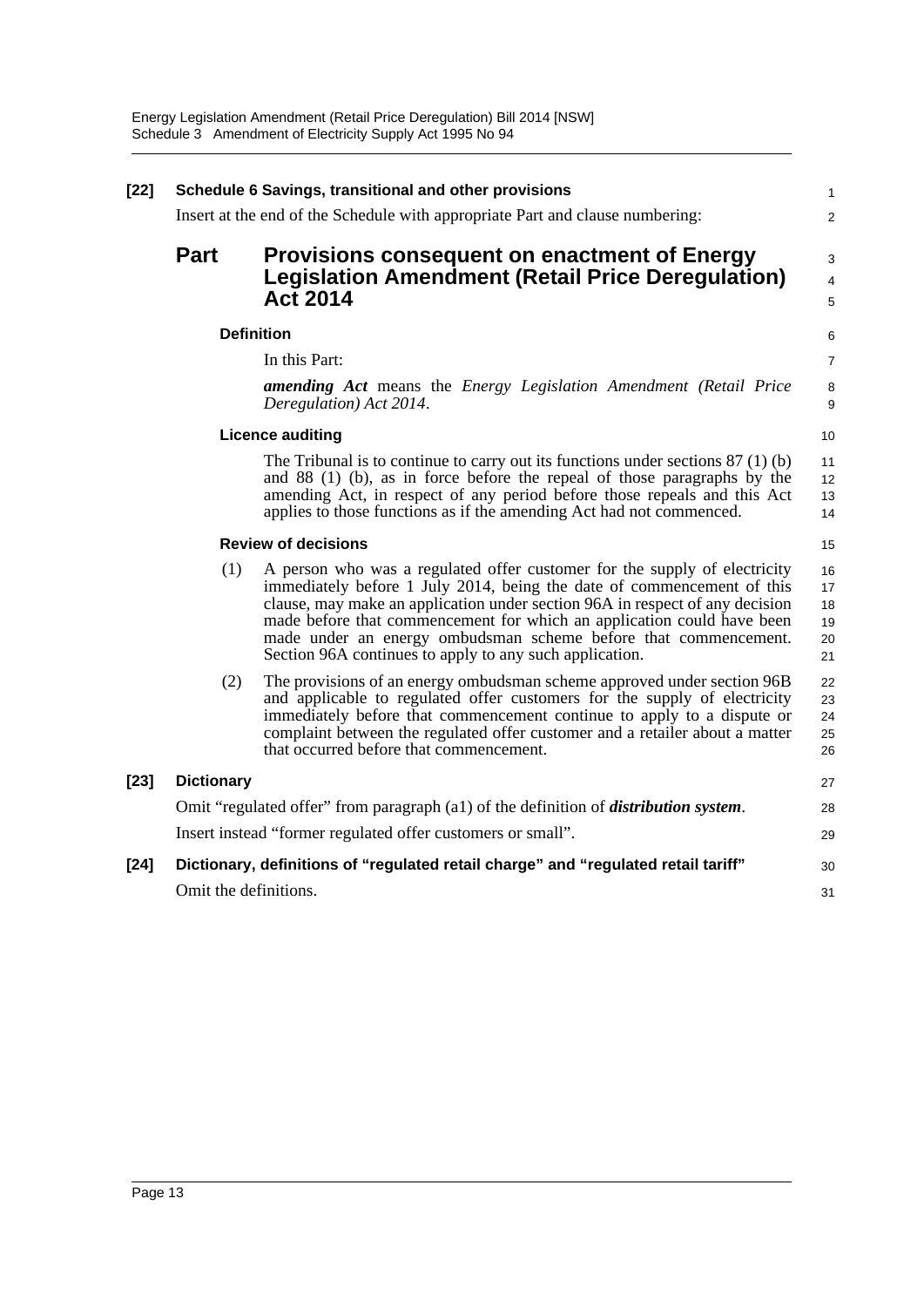**[22] Schedule 6 Savings, transitional and other provisions**

Insert at the end of the Schedule with appropriate Part and clause numbering:

## Part Provisions consequent on enactment of Energy Legislation Amendment (Retail Price Deregulation) Act 2014

### Definition

In this Part:

***amending Act*** means the *Energy Legislation Amendment (Retail Price Deregulation) Act 2014*.

### Licence auditing

The Tribunal is to continue to carry out its functions under sections 87 (1) (b) and 88 (1) (b), as in force before the repeal of those paragraphs by the amending Act, in respect of any period before those repeals and this Act applies to those functions as if the amending Act had not commenced.

### Review of decisions

(1) A person who was a regulated offer customer for the supply of electricity immediately before 1 July 2014, being the date of commencement of this clause, may make an application under section 96A in respect of any decision made before that commencement for which an application could have been made under an energy ombudsman scheme before that commencement. Section 96A continues to apply to any such application.

(2) The provisions of an energy ombudsman scheme approved under section 96B and applicable to regulated offer customers for the supply of electricity immediately before that commencement continue to apply to a dispute or complaint between the regulated offer customer and a retailer about a matter that occurred before that commencement.

**[23] Dictionary**

Omit "regulated offer" from paragraph (a1) of the definition of ***distribution system***.

Insert instead "former regulated offer customers or small".

**[24] Dictionary, definitions of "regulated retail charge" and "regulated retail tariff"**

Omit the definitions.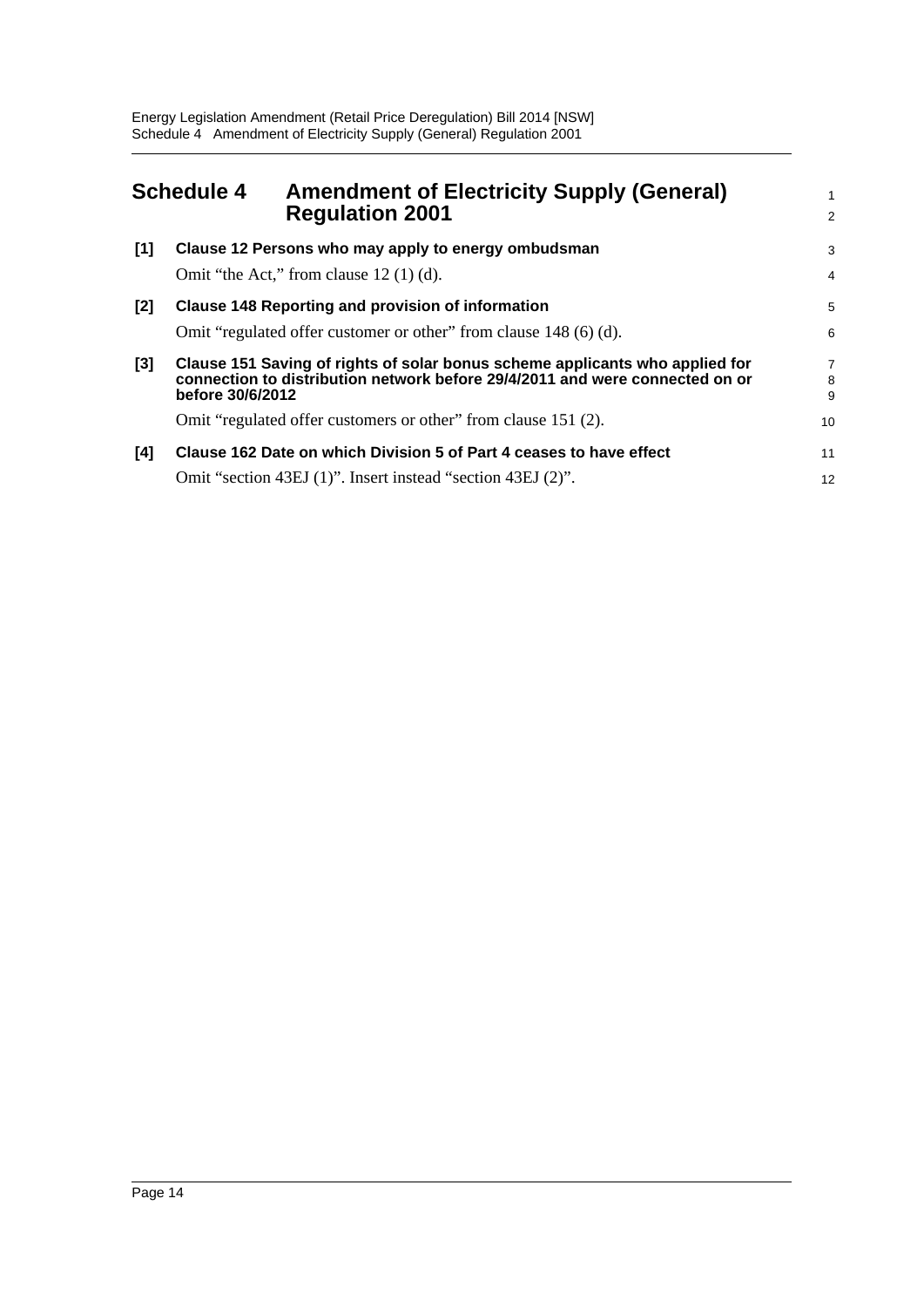## Schedule 4 Amendment of Electricity Supply (General) Regulation 2001

**[1] Clause 12 Persons who may apply to energy ombudsman**

Omit "the Act," from clause 12 (1) (d).

**[2] Clause 148 Reporting and provision of information**

Omit "regulated offer customer or other" from clause 148 (6) (d).

**[3] Clause 151 Saving of rights of solar bonus scheme applicants who applied for connection to distribution network before 29/4/2011 and were connected on or before 30/6/2012**

Omit "regulated offer customers or other" from clause 151 (2).

**[4] Clause 162 Date on which Division 5 of Part 4 ceases to have effect**

Omit "section 43EJ (1)". Insert instead "section 43EJ (2)".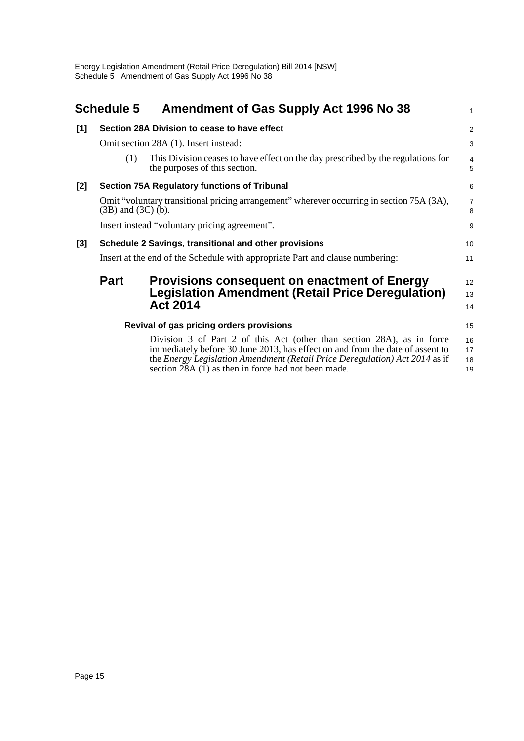## Schedule 5 Amendment of Gas Supply Act 1996 No 38

**[1] Section 28A Division to cease to have effect**

Omit section 28A (1). Insert instead:

(1) This Division ceases to have effect on the day prescribed by the regulations for the purposes of this section.

**[2] Section 75A Regulatory functions of Tribunal**

Omit "voluntary transitional pricing arrangement" wherever occurring in section 75A (3A), (3B) and (3C) (b).

Insert instead "voluntary pricing agreement".

**[3] Schedule 2 Savings, transitional and other provisions**

Insert at the end of the Schedule with appropriate Part and clause numbering:

### Part Provisions consequent on enactment of Energy Legislation Amendment (Retail Price Deregulation) Act 2014

**Revival of gas pricing orders provisions**

Division 3 of Part 2 of this Act (other than section 28A), as in force immediately before 30 June 2013, has effect on and from the date of assent to the *Energy Legislation Amendment (Retail Price Deregulation) Act 2014* as if section 28A (1) as then in force had not been made.